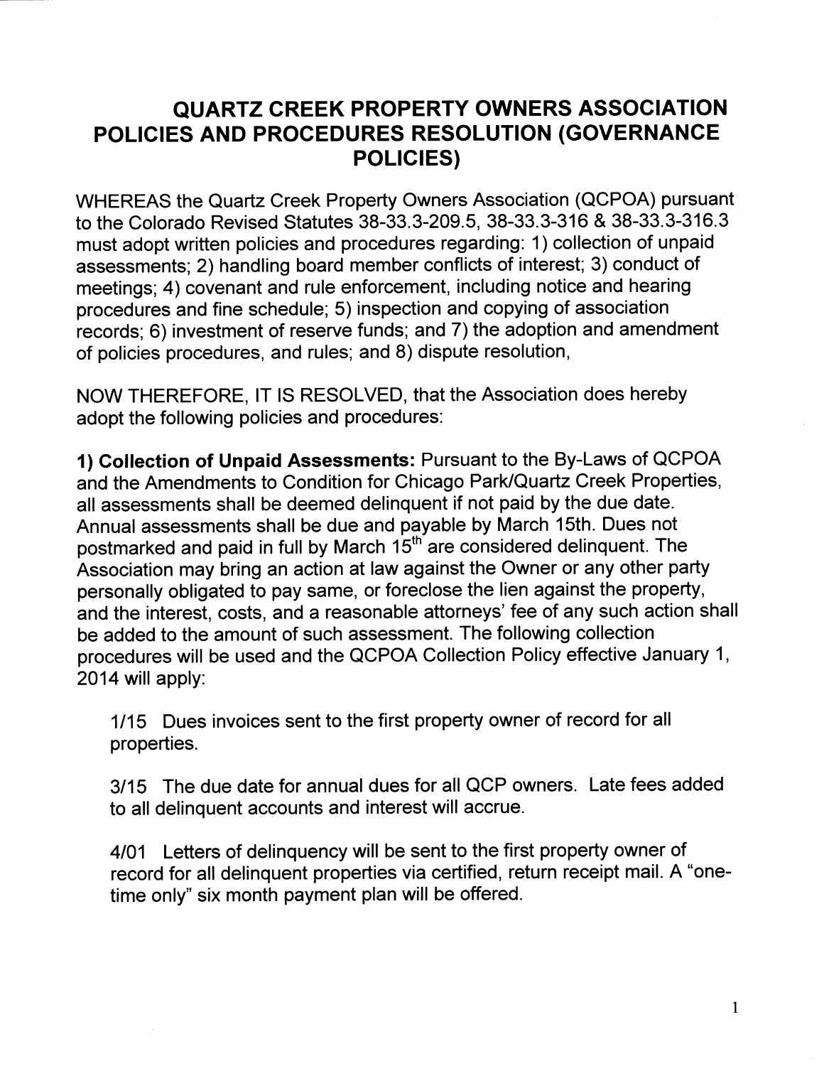# QUARTZ CREEK PROPERTY OWNERS ASSOCIATION POLICIES AND PROCEDURES RESOLUTION (GOVERNANCE POLICIES)

WHEREAS the Quartz Creek Property Owners Association (QCPOA) pursuant to the Colorado Revised Statutes 38-33.3-209.5, 38-33.3-316 & 38-33.3-316.3 must adopt written policies and procedures regarding: 1) collection of unpaid assessments; 2) handling board member conflicts of interest; 3) conduct of meetings; 4) covenant and rule enforcement, including notice and hearing procedures and fine schedule; 5) inspection and copying of association records; 6) investment of reserve funds; and 7) the adoption and amendment of policies procedures, and rules; and 8) dispute resolution,

NOW THEREFORE, IT IS RESOLVED, that the Association does hereby adopt the following policies and procedures:

**1) Collection of Unpaid Assessments:** Pursuant to the By-Laws of QCPOA and the Amendments to Condition for Chicago Park/Quartz Creek Properties, all assessments shall be deemed delinquent if not paid by the due date. Annual assessments shall be due and payable by March 15th. Dues not postmarked and paid in full by March 15th are considered delinquent. The Association may bring an action at law against the Owner or any other party personally obligated to pay same, or foreclose the lien against the property, and the interest, costs, and a reasonable attorneys' fee of any such action shall be added to the amount of such assessment. The following collection procedures will be used and the QCPOA Collection Policy effective January 1, 2014 will apply:

1/15 Dues invoices sent to the first property owner of record for all properties.

3/15 The due date for annual dues for all QCP owners. Late fees added to all delinquent accounts and interest will accrue.

4/01 Letters of delinquency will be sent to the first property owner of record for all delinquent properties via certified, return receipt mail. A "one-time only" six month payment plan will be offered.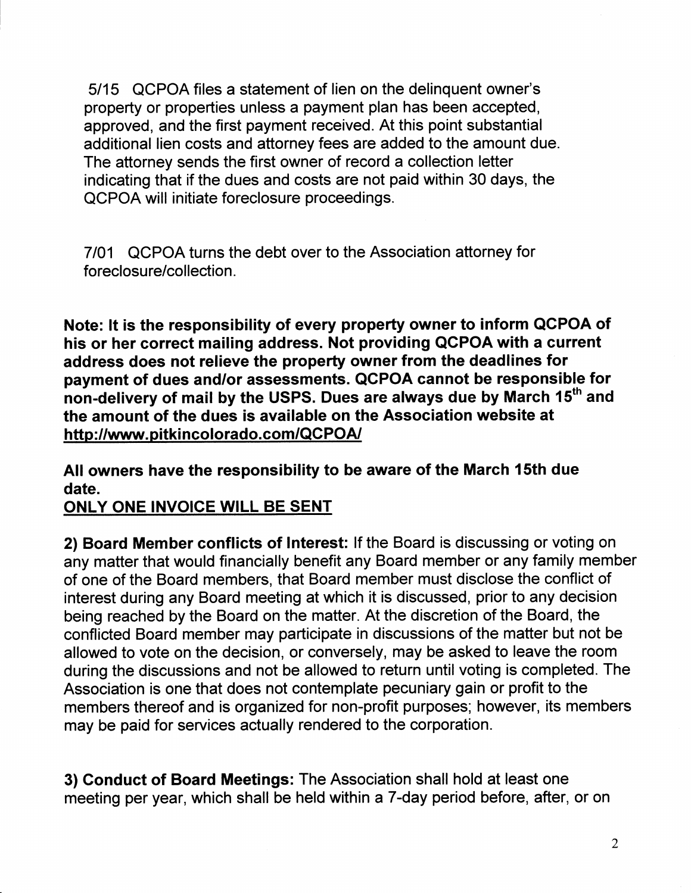5/15 QCPOA files a statement of lien on the delinquent owner's property or properties unless a payment plan has been accepted, approved, and the first payment received. At this point substantial additional lien costs and attorney fees are added to the amount due. The attorney sends the first owner of record a collection letter indicating that if the dues and costs are not paid within 30 days, the QCPOA will initiate foreclosure proceedings.

7/01 QCPOA turns the debt over to the Association attorney for foreclosure/collection.

**Note: It is the responsibility of every property owner to inform QCPOA of his or her correct mailing address. Not providing QCPOA with a current address does not relieve the property owner from the deadlines for payment of dues and/or assessments. QCPOA cannot be responsible for non-delivery of mail by the USPS. Dues are always due by March 15th and the amount of the dues is available on the Association website at <u>http://www.pitkincolorado.com/QCPOA/</u>**

**All owners have the responsibility to be aware of the March 15th due date.**
**<u>ONLY ONE INVOICE WILL BE SENT</u>**

**2) Board Member conflicts of Interest:** If the Board is discussing or voting on any matter that would financially benefit any Board member or any family member of one of the Board members, that Board member must disclose the conflict of interest during any Board meeting at which it is discussed, prior to any decision being reached by the Board on the matter. At the discretion of the Board, the conflicted Board member may participate in discussions of the matter but not be allowed to vote on the decision, or conversely, may be asked to leave the room during the discussions and not be allowed to return until voting is completed. The Association is one that does not contemplate pecuniary gain or profit to the members thereof and is organized for non-profit purposes; however, its members may be paid for services actually rendered to the corporation.

**3) Conduct of Board Meetings:** The Association shall hold at least one meeting per year, which shall be held within a 7-day period before, after, or on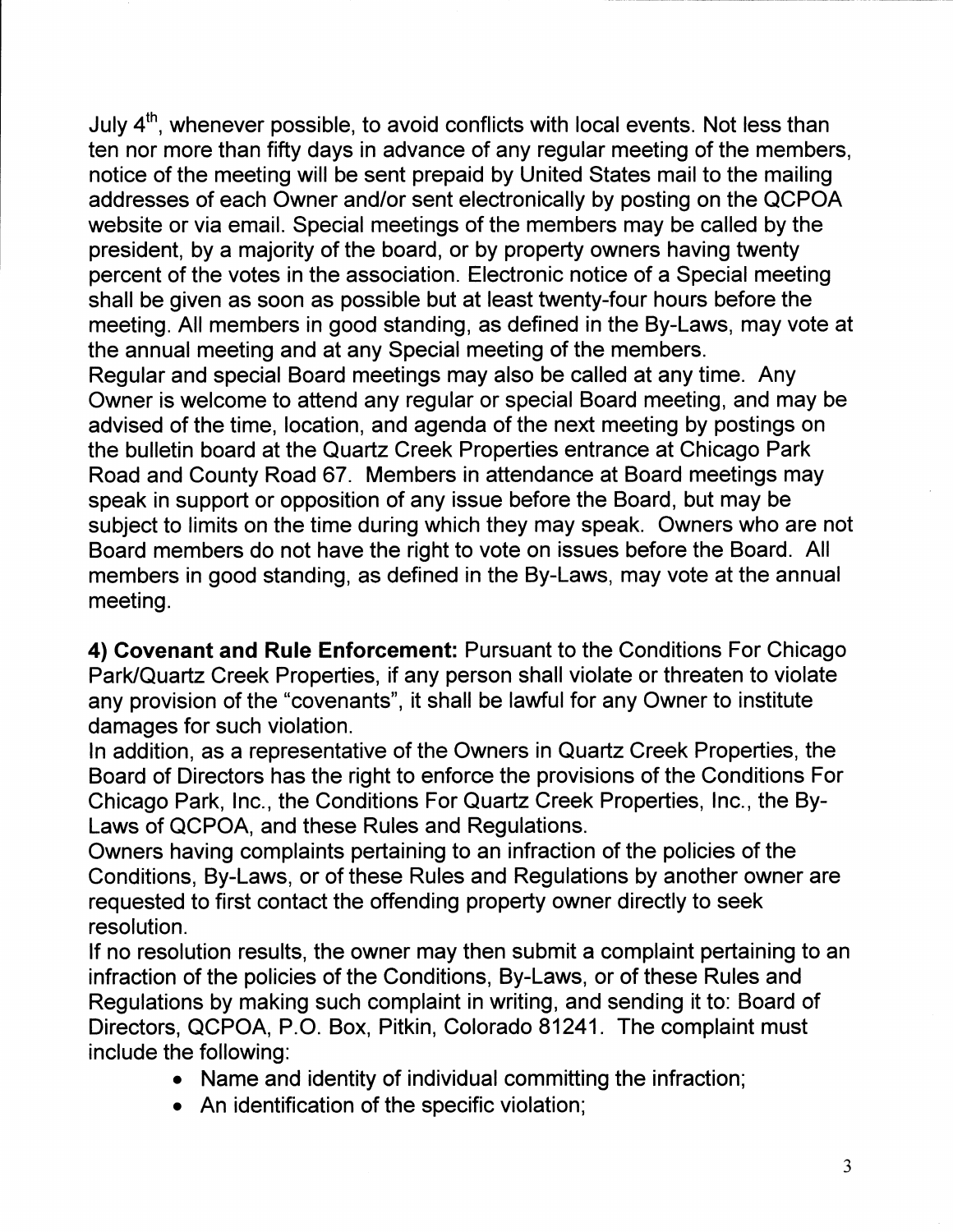July 4th, whenever possible, to avoid conflicts with local events. Not less than ten nor more than fifty days in advance of any regular meeting of the members, notice of the meeting will be sent prepaid by United States mail to the mailing addresses of each Owner and/or sent electronically by posting on the QCPOA website or via email. Special meetings of the members may be called by the president, by a majority of the board, or by property owners having twenty percent of the votes in the association. Electronic notice of a Special meeting shall be given as soon as possible but at least twenty-four hours before the meeting. All members in good standing, as defined in the By-Laws, may vote at the annual meeting and at any Special meeting of the members.

Regular and special Board meetings may also be called at any time. Any Owner is welcome to attend any regular or special Board meeting, and may be advised of the time, location, and agenda of the next meeting by postings on the bulletin board at the Quartz Creek Properties entrance at Chicago Park Road and County Road 67. Members in attendance at Board meetings may speak in support or opposition of any issue before the Board, but may be subject to limits on the time during which they may speak. Owners who are not Board members do not have the right to vote on issues before the Board. All members in good standing, as defined in the By-Laws, may vote at the annual meeting.

**4) Covenant and Rule Enforcement:** Pursuant to the Conditions For Chicago Park/Quartz Creek Properties, if any person shall violate or threaten to violate any provision of the "covenants", it shall be lawful for any Owner to institute damages for such violation.

In addition, as a representative of the Owners in Quartz Creek Properties, the Board of Directors has the right to enforce the provisions of the Conditions For Chicago Park, Inc., the Conditions For Quartz Creek Properties, Inc., the By-Laws of QCPOA, and these Rules and Regulations.

Owners having complaints pertaining to an infraction of the policies of the Conditions, By-Laws, or of these Rules and Regulations by another owner are requested to first contact the offending property owner directly to seek resolution.

If no resolution results, the owner may then submit a complaint pertaining to an infraction of the policies of the Conditions, By-Laws, or of these Rules and Regulations by making such complaint in writing, and sending it to: Board of Directors, QCPOA, P.O. Box, Pitkin, Colorado 81241. The complaint must include the following:

- Name and identity of individual committing the infraction;
- An identification of the specific violation;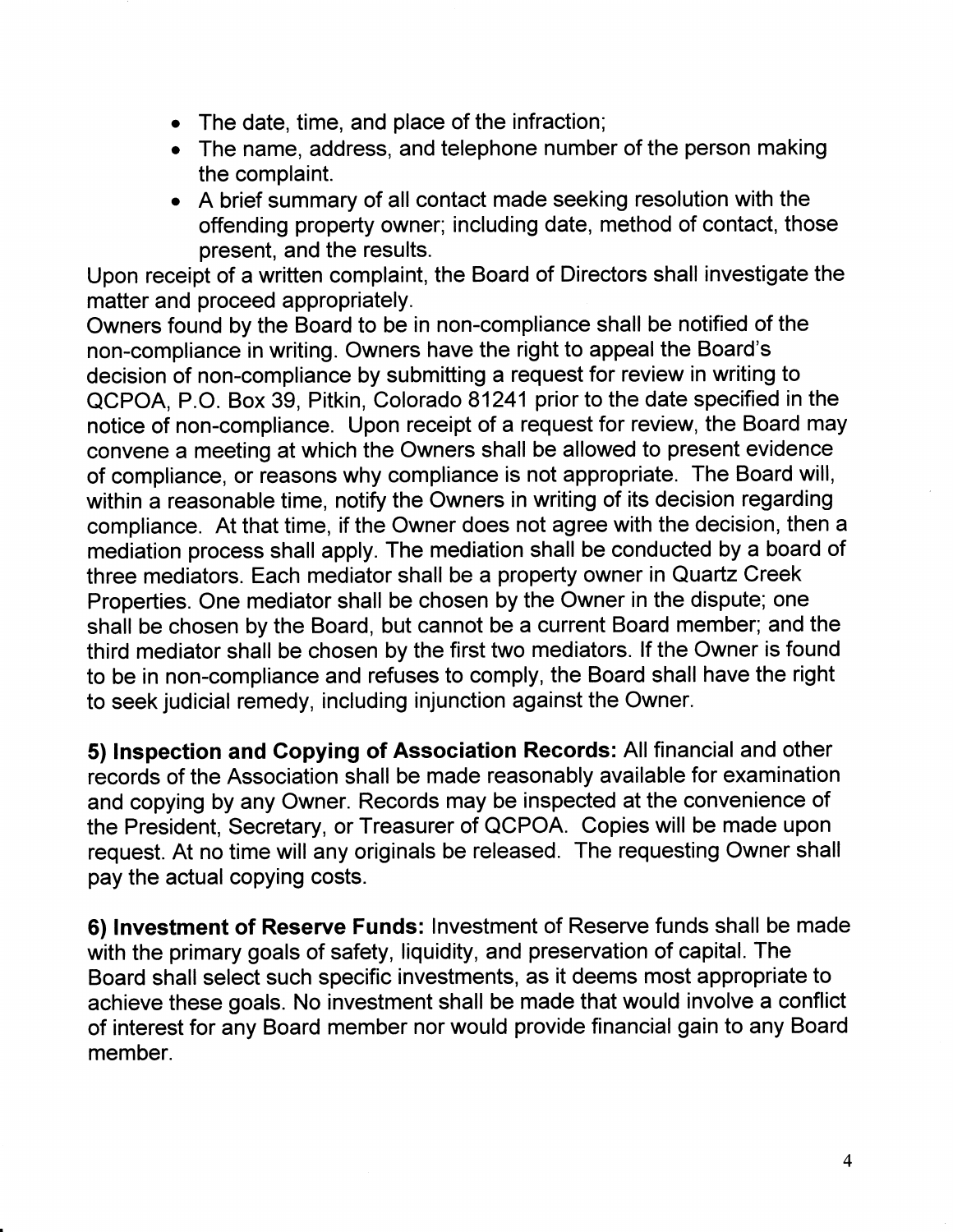- The date, time, and place of the infraction;
- The name, address, and telephone number of the person making the complaint.
- A brief summary of all contact made seeking resolution with the offending property owner; including date, method of contact, those present, and the results.

Upon receipt of a written complaint, the Board of Directors shall investigate the matter and proceed appropriately.

Owners found by the Board to be in non-compliance shall be notified of the non-compliance in writing. Owners have the right to appeal the Board's decision of non-compliance by submitting a request for review in writing to QCPOA, P.O. Box 39, Pitkin, Colorado 81241 prior to the date specified in the notice of non-compliance. Upon receipt of a request for review, the Board may convene a meeting at which the Owners shall be allowed to present evidence of compliance, or reasons why compliance is not appropriate. The Board will, within a reasonable time, notify the Owners in writing of its decision regarding compliance. At that time, if the Owner does not agree with the decision, then a mediation process shall apply. The mediation shall be conducted by a board of three mediators. Each mediator shall be a property owner in Quartz Creek Properties. One mediator shall be chosen by the Owner in the dispute; one shall be chosen by the Board, but cannot be a current Board member; and the third mediator shall be chosen by the first two mediators. If the Owner is found to be in non-compliance and refuses to comply, the Board shall have the right to seek judicial remedy, including injunction against the Owner.

**5) Inspection and Copying of Association Records:** All financial and other records of the Association shall be made reasonably available for examination and copying by any Owner. Records may be inspected at the convenience of the President, Secretary, or Treasurer of QCPOA. Copies will be made upon request. At no time will any originals be released. The requesting Owner shall pay the actual copying costs.

**6) Investment of Reserve Funds:** Investment of Reserve funds shall be made with the primary goals of safety, liquidity, and preservation of capital. The Board shall select such specific investments, as it deems most appropriate to achieve these goals. No investment shall be made that would involve a conflict of interest for any Board member nor would provide financial gain to any Board member.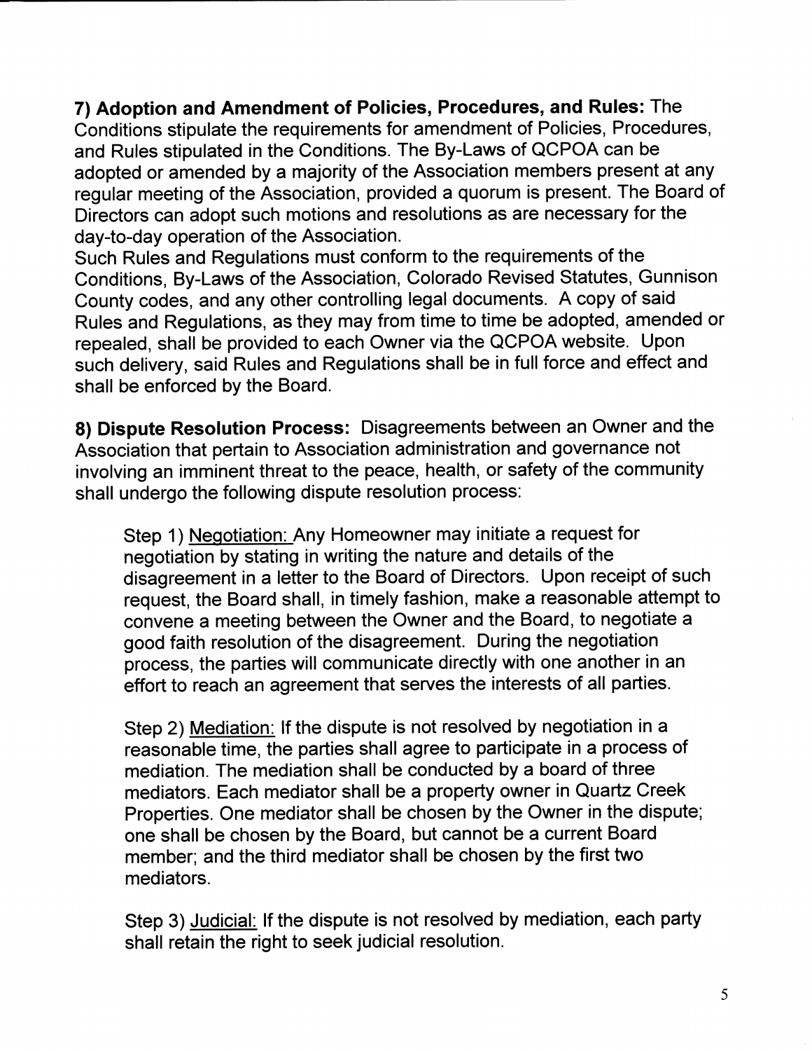**7) Adoption and Amendment of Policies, Procedures, and Rules:** The Conditions stipulate the requirements for amendment of Policies, Procedures, and Rules stipulated in the Conditions. The By-Laws of QCPOA can be adopted or amended by a majority of the Association members present at any regular meeting of the Association, provided a quorum is present. The Board of Directors can adopt such motions and resolutions as are necessary for the day-to-day operation of the Association.

Such Rules and Regulations must conform to the requirements of the Conditions, By-Laws of the Association, Colorado Revised Statutes, Gunnison County codes, and any other controlling legal documents. A copy of said Rules and Regulations, as they may from time to time be adopted, amended or repealed, shall be provided to each Owner via the QCPOA website. Upon such delivery, said Rules and Regulations shall be in full force and effect and shall be enforced by the Board.

**8) Dispute Resolution Process:** Disagreements between an Owner and the Association that pertain to Association administration and governance not involving an imminent threat to the peace, health, or safety of the community shall undergo the following dispute resolution process:

Step 1) Negotiation: Any Homeowner may initiate a request for negotiation by stating in writing the nature and details of the disagreement in a letter to the Board of Directors. Upon receipt of such request, the Board shall, in timely fashion, make a reasonable attempt to convene a meeting between the Owner and the Board, to negotiate a good faith resolution of the disagreement. During the negotiation process, the parties will communicate directly with one another in an effort to reach an agreement that serves the interests of all parties.

Step 2) Mediation: If the dispute is not resolved by negotiation in a reasonable time, the parties shall agree to participate in a process of mediation. The mediation shall be conducted by a board of three mediators. Each mediator shall be a property owner in Quartz Creek Properties. One mediator shall be chosen by the Owner in the dispute; one shall be chosen by the Board, but cannot be a current Board member; and the third mediator shall be chosen by the first two mediators.

Step 3) Judicial: If the dispute is not resolved by mediation, each party shall retain the right to seek judicial resolution.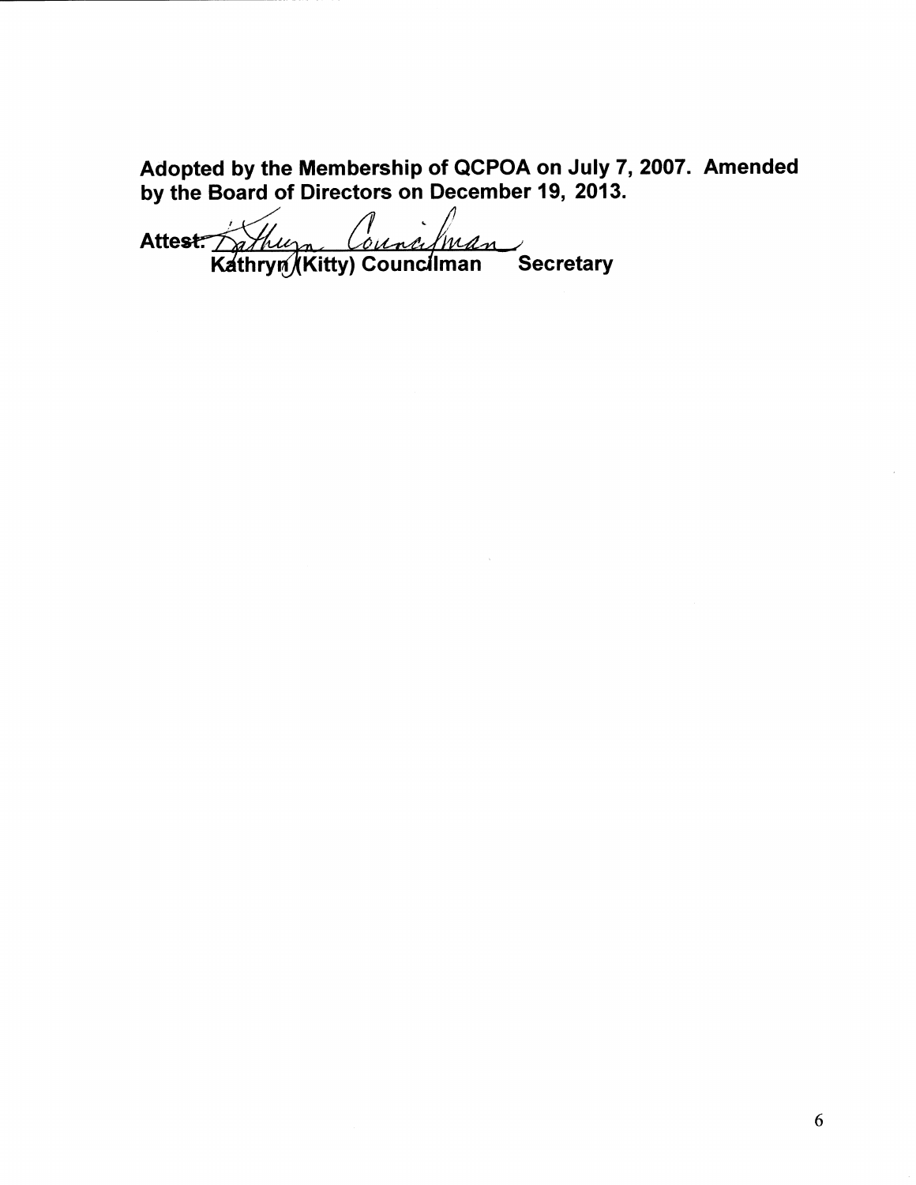**Adopted by the Membership of QCPOA on July 7, 2007. Amended by the Board of Directors on December 19, 2013.**

**Attest:** Kathryn Councilman

**Kathryn (Kitty) Councilman Secretary**